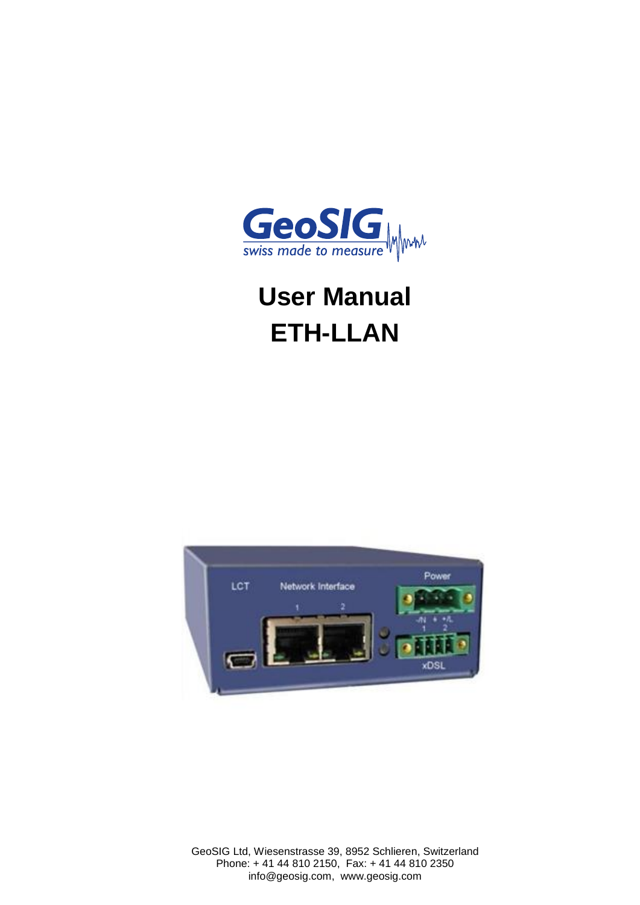# User Manual
# ETH-LLAN

GeoSIG Ltd, Wiesenstrasse 39, 8952 Schlieren, Switzerland
Phone: + 41 44 810 2150, Fax: + 41 44 810 2350
info@geosig.com, www.geosig.com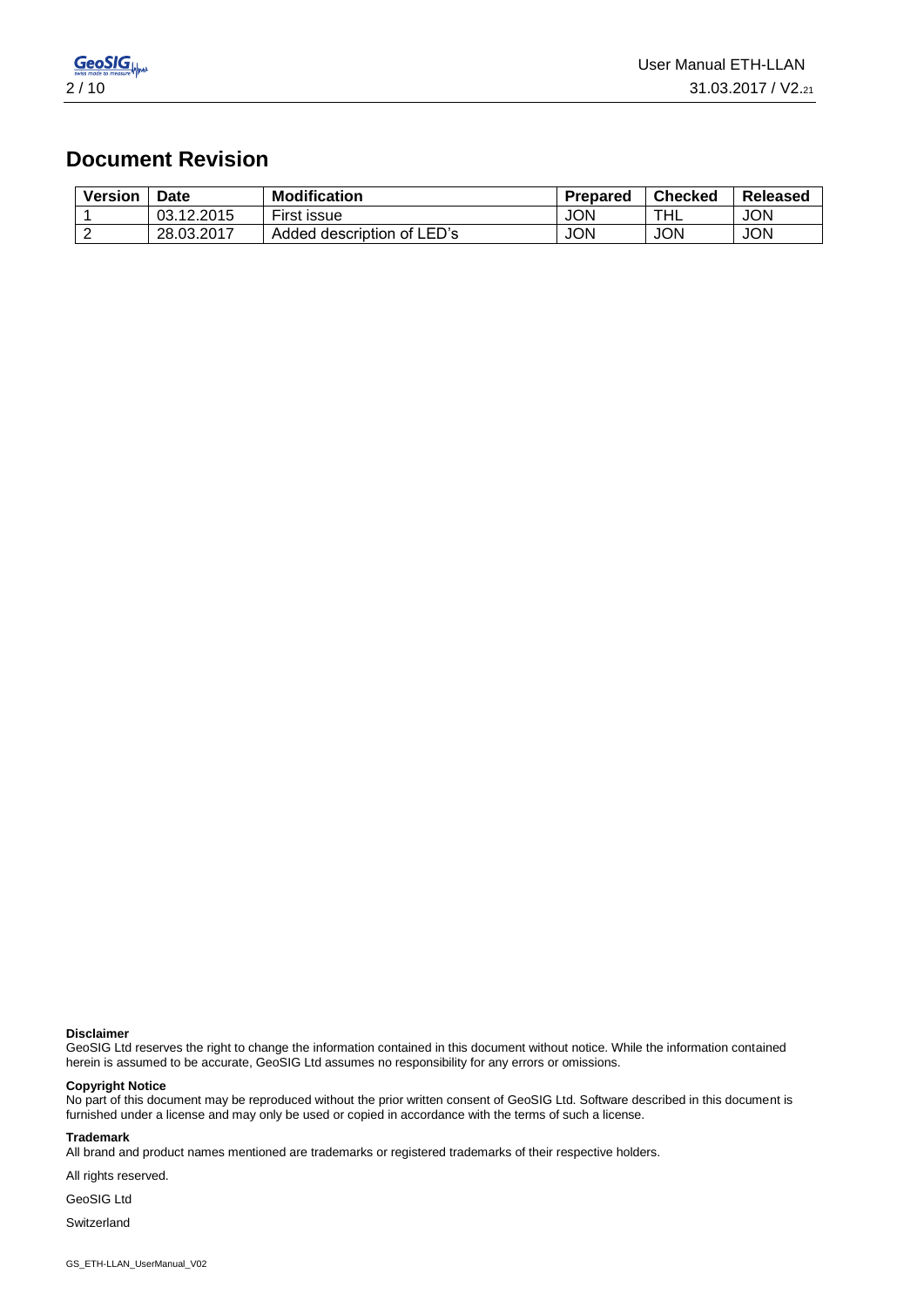# Document Revision

| Version | Date | Modification | Prepared | Checked | Released |
|---|---|---|---|---|---|
| 1 | 03.12.2015 | First issue | JON | THL | JON |
| 2 | 28.03.2017 | Added description of LED's | JON | JON | JON |

**Disclaimer**
GeoSIG Ltd reserves the right to change the information contained in this document without notice. While the information contained herein is assumed to be accurate, GeoSIG Ltd assumes no responsibility for any errors or omissions.

**Copyright Notice**
No part of this document may be reproduced without the prior written consent of GeoSIG Ltd. Software described in this document is furnished under a license and may only be used or copied in accordance with the terms of such a license.

**Trademark**
All brand and product names mentioned are trademarks or registered trademarks of their respective holders.

All rights reserved.

GeoSIG Ltd

Switzerland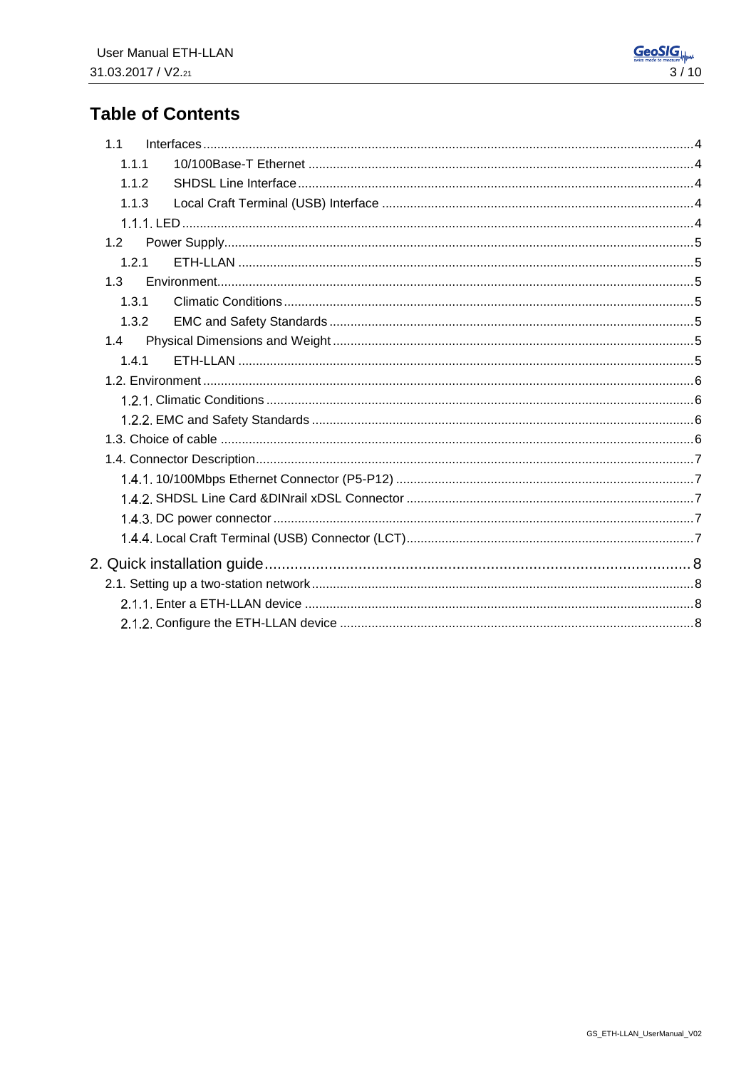# Table of Contents

- 1.1 Interfaces ... 4
  - 1.1.1 10/100Base-T Ethernet ... 4
  - 1.1.2 SHDSL Line Interface ... 4
  - 1.1.3 Local Craft Terminal (USB) Interface ... 4
  - 1.1.1. LED ... 4
- 1.2 Power Supply ... 5
  - 1.2.1 ETH-LLAN ... 5
- 1.3 Environment ... 5
  - 1.3.1 Climatic Conditions ... 5
  - 1.3.2 EMC and Safety Standards ... 5
- 1.4 Physical Dimensions and Weight ... 5
  - 1.4.1 ETH-LLAN ... 5
- 1.2. Environment ... 6
  - 1.2.1. Climatic Conditions ... 6
  - 1.2.2. EMC and Safety Standards ... 6
- 1.3. Choice of cable ... 6
- 1.4. Connector Description ... 7
  - 1.4.1. 10/100Mbps Ethernet Connector (P5-P12) ... 7
  - 1.4.2. SHDSL Line Card &DINrail xDSL Connector ... 7
  - 1.4.3. DC power connector ... 7
  - 1.4.4. Local Craft Terminal (USB) Connector (LCT) ... 7

2. Quick installation guide ... 8

- 2.1. Setting up a two-station network ... 8
  - 2.1.1. Enter a ETH-LLAN device ... 8
  - 2.1.2. Configure the ETH-LLAN device ... 8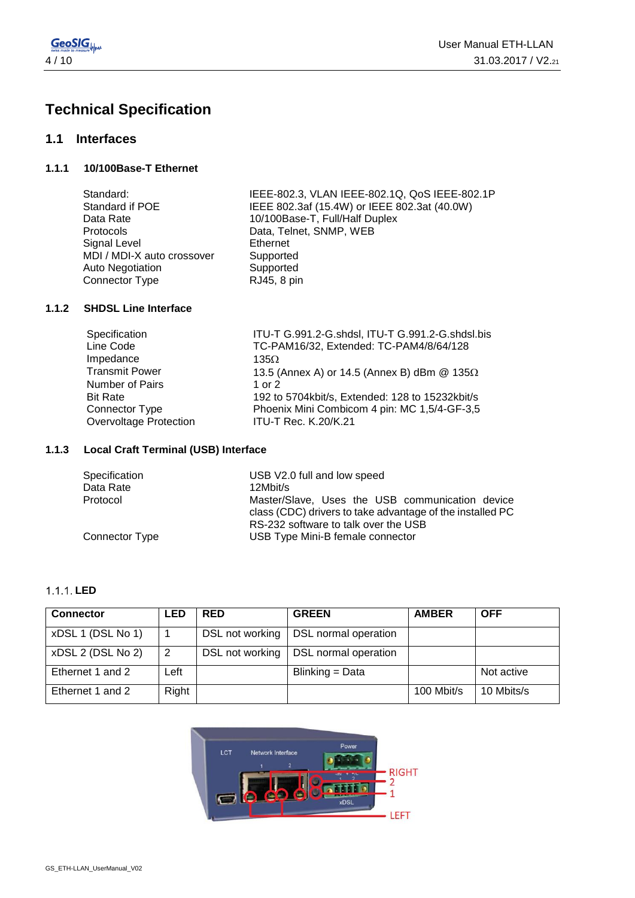# Technical Specification

## 1.1 Interfaces

### 1.1.1 10/100Base-T Ethernet

| | |
|---|---|
| Standard: | IEEE-802.3, VLAN IEEE-802.1Q, QoS IEEE-802.1P |
| Standard if POE | IEEE 802.3af (15.4W) or IEEE 802.3at (40.0W) |
| Data Rate | 10/100Base-T, Full/Half Duplex |
| Protocols | Data, Telnet, SNMP, WEB |
| Signal Level | Ethernet |
| MDI / MDI-X auto crossover | Supported |
| Auto Negotiation | Supported |
| Connector Type | RJ45, 8 pin |

### 1.1.2 SHDSL Line Interface

| | |
|---|---|
| Specification | ITU-T G.991.2-G.shdsl, ITU-T G.991.2-G.shdsl.bis |
| Line Code | TC-PAM16/32, Extended: TC-PAM4/8/64/128 |
| Impedance | 135Ω |
| Transmit Power | 13.5 (Annex A) or 14.5 (Annex B) dBm @ 135Ω |
| Number of Pairs | 1 or 2 |
| Bit Rate | 192 to 5704kbit/s, Extended: 128 to 15232kbit/s |
| Connector Type | Phoenix Mini Combicom 4 pin: MC 1,5/4-GF-3,5 |
| Overvoltage Protection | ITU-T Rec. K.20/K.21 |

### 1.1.3 Local Craft Terminal (USB) Interface

| | |
|---|---|
| Specification | USB V2.0 full and low speed |
| Data Rate | 12Mbit/s |
| Protocol | Master/Slave, Uses the USB communication device class (CDC) drivers to take advantage of the installed PC RS-232 software to talk over the USB |
| Connector Type | USB Type Mini-B female connector |

### 1.1.1. LED

| Connector | LED | RED | GREEN | AMBER | OFF |
|---|---|---|---|---|---|
| xDSL 1 (DSL No 1) | 1 | DSL not working | DSL normal operation | | |
| xDSL 2 (DSL No 2) | 2 | DSL not working | DSL normal operation | | |
| Ethernet 1 and 2 | Left | | Blinking = Data | | Not active |
| Ethernet 1 and 2 | Right | | | 100 Mbit/s | 10 Mbits/s |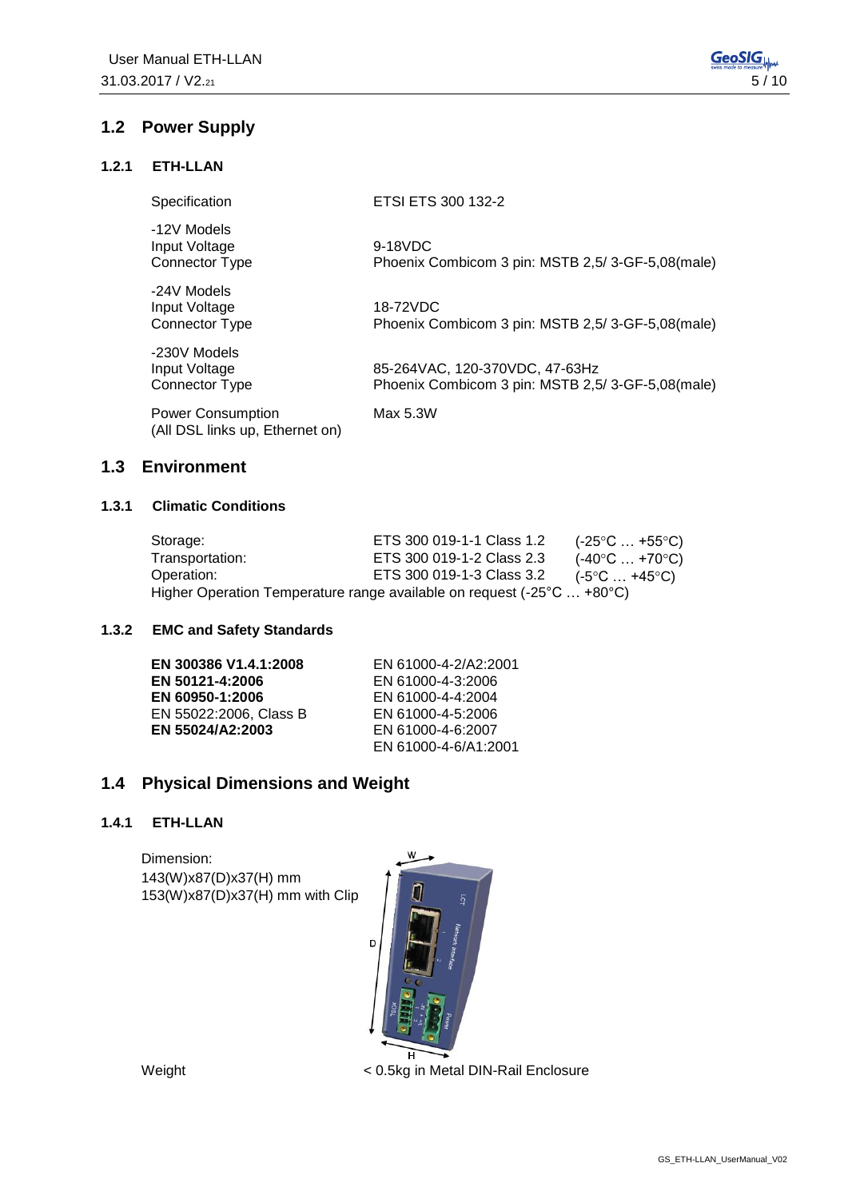## 1.2 Power Supply

### 1.2.1 ETH-LLAN

| | |
|---|---|
| Specification | ETSI ETS 300 132-2 |
| -12V Models | |
| Input Voltage | 9-18VDC |
| Connector Type | Phoenix Combicom 3 pin: MSTB 2,5/ 3-GF-5,08(male) |
| -24V Models | |
| Input Voltage | 18-72VDC |
| Connector Type | Phoenix Combicom 3 pin: MSTB 2,5/ 3-GF-5,08(male) |
| -230V Models | |
| Input Voltage | 85-264VAC, 120-370VDC, 47-63Hz |
| Connector Type | Phoenix Combicom 3 pin: MSTB 2,5/ 3-GF-5,08(male) |
| Power Consumption (All DSL links up, Ethernet on) | Max 5.3W |

## 1.3 Environment

### 1.3.1 Climatic Conditions

| | | |
|---|---|---|
| Storage: | ETS 300 019-1-1 Class 1.2 | (-25°C … +55°C) |
| Transportation: | ETS 300 019-1-2 Class 2.3 | (-40°C … +70°C) |
| Operation: | ETS 300 019-1-3 Class 3.2 | (-5°C … +45°C) |

Higher Operation Temperature range available on request (-25°C … +80°C)

### 1.3.2 EMC and Safety Standards

| | |
|---|---|
| **EN 300386 V1.4.1:2008** | EN 61000-4-2/A2:2001 |
| **EN 50121-4:2006** | EN 61000-4-3:2006 |
| **EN 60950-1:2006** | EN 61000-4-4:2004 |
| EN 55022:2006, Class B | EN 61000-4-5:2006 |
| **EN 55024/A2:2003** | EN 61000-4-6:2007 |
| | EN 61000-4-6/A1:2001 |

## 1.4 Physical Dimensions and Weight

### 1.4.1 ETH-LLAN

Dimension:
143(W)x87(D)x37(H) mm
153(W)x87(D)x37(H) mm with Clip

Weight < 0.5kg in Metal DIN-Rail Enclosure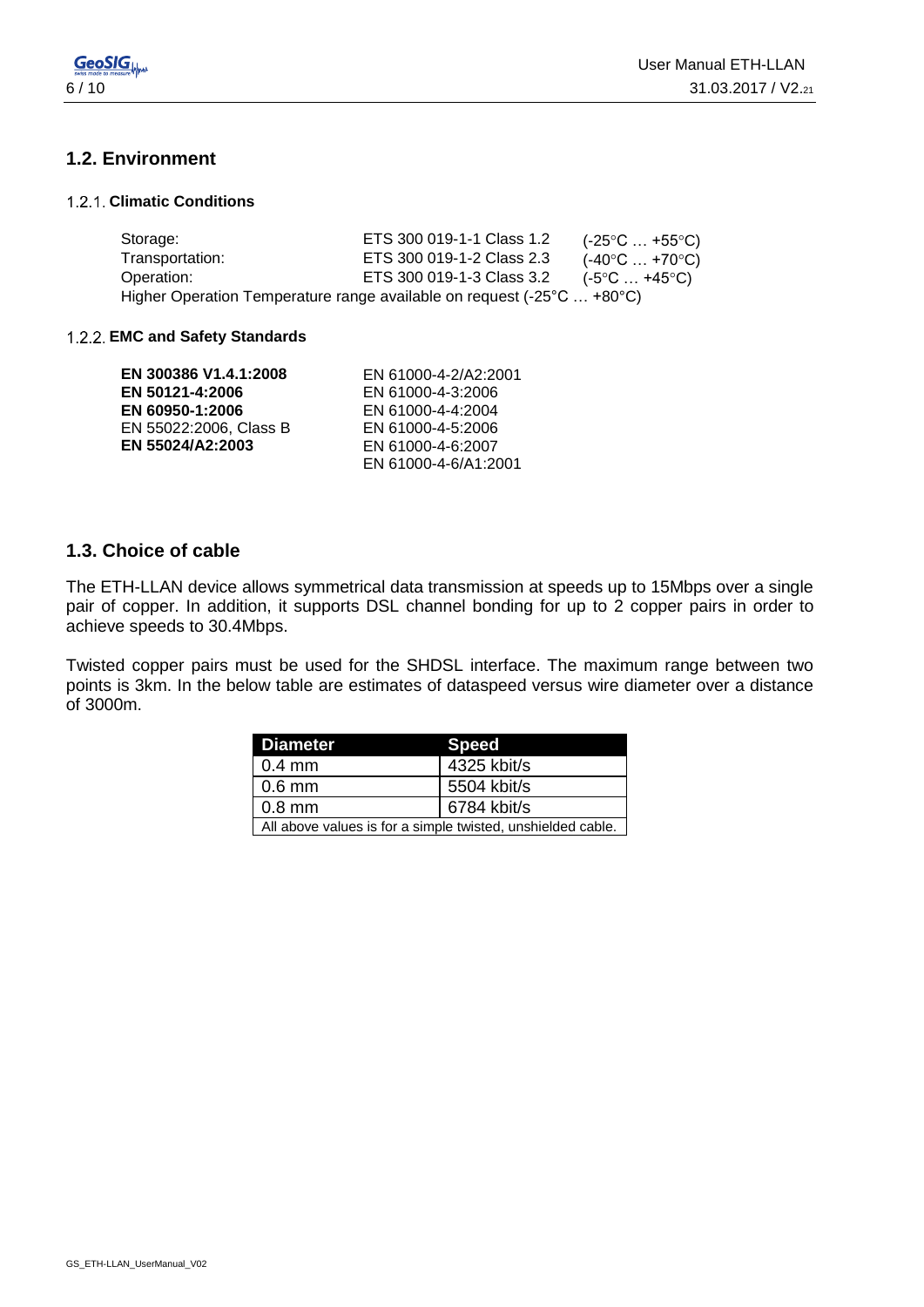## 1.2. Environment

### 1.2.1. Climatic Conditions

| | | |
|---|---|---|
| Storage: | ETS 300 019-1-1 Class 1.2 | (-25°C … +55°C) |
| Transportation: | ETS 300 019-1-2 Class 2.3 | (-40°C … +70°C) |
| Operation: | ETS 300 019-1-3 Class 3.2 | (-5°C … +45°C) |

Higher Operation Temperature range available on request (-25°C … +80°C)

### 1.2.2. EMC and Safety Standards

| | |
|---|---|
| **EN 300386 V1.4.1:2008** | EN 61000-4-2/A2:2001 |
| **EN 50121-4:2006** | EN 61000-4-3:2006 |
| **EN 60950-1:2006** | EN 61000-4-4:2004 |
| EN 55022:2006, Class B | EN 61000-4-5:2006 |
| **EN 55024/A2:2003** | EN 61000-4-6:2007 |
| | EN 61000-4-6/A1:2001 |

## 1.3. Choice of cable

The ETH-LLAN device allows symmetrical data transmission at speeds up to 15Mbps over a single pair of copper. In addition, it supports DSL channel bonding for up to 2 copper pairs in order to achieve speeds to 30.4Mbps.

Twisted copper pairs must be used for the SHDSL interface. The maximum range between two points is 3km. In the below table are estimates of dataspeed versus wire diameter over a distance of 3000m.

| Diameter | Speed |
|---|---|
| 0.4 mm | 4325 kbit/s |
| 0.6 mm | 5504 kbit/s |
| 0.8 mm | 6784 kbit/s |
| All above values is for a simple twisted, unshielded cable. | |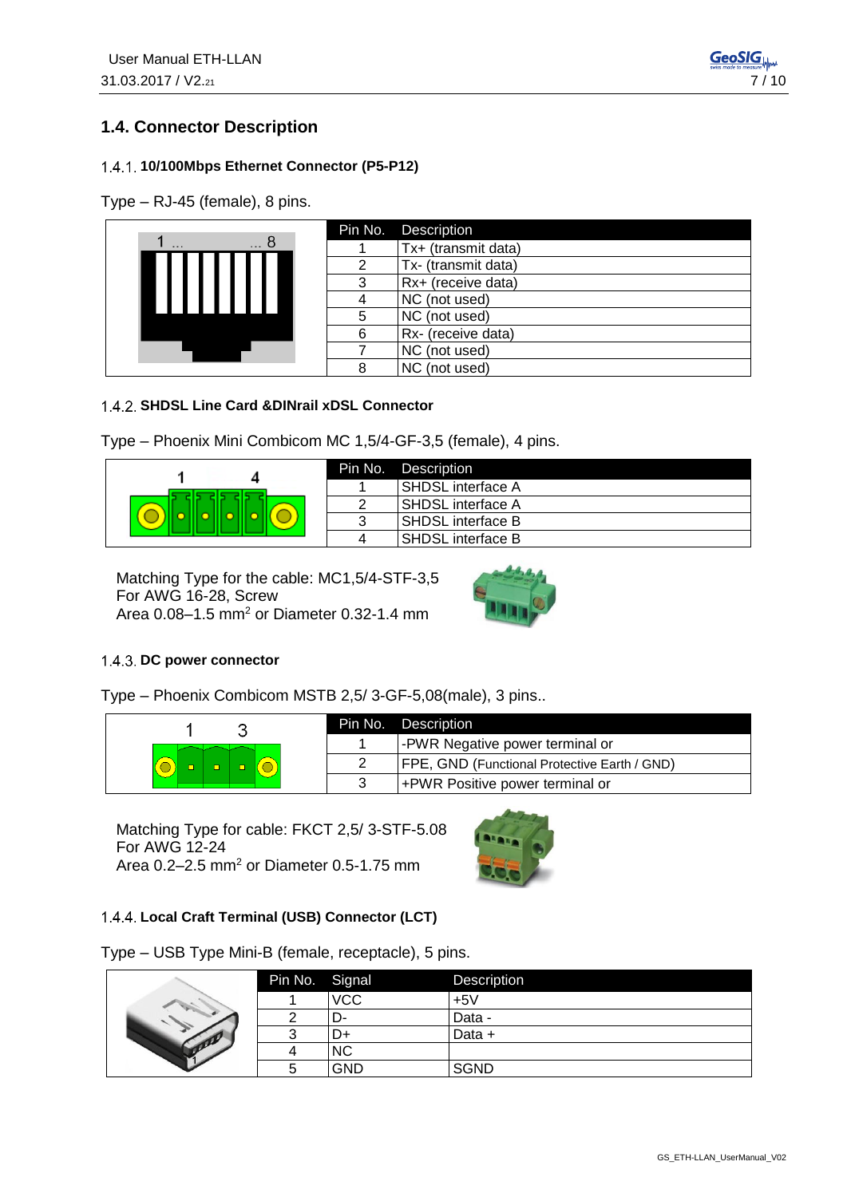## 1.4. Connector Description

### 1.4.1. 10/100Mbps Ethernet Connector (P5-P12)

Type – RJ-45 (female), 8 pins.

| Pin No. | Description |
|---|---|
| 1 | Tx+ (transmit data) |
| 2 | Tx- (transmit data) |
| 3 | Rx+ (receive data) |
| 4 | NC (not used) |
| 5 | NC (not used) |
| 6 | Rx- (receive data) |
| 7 | NC (not used) |
| 8 | NC (not used) |

### 1.4.2. SHDSL Line Card &DINrail xDSL Connector

Type – Phoenix Mini Combicom MC 1,5/4-GF-3,5 (female), 4 pins.

| Pin No. | Description |
|---|---|
| 1 | SHDSL interface A |
| 2 | SHDSL interface A |
| 3 | SHDSL interface B |
| 4 | SHDSL interface B |

Matching Type for the cable: MC1,5/4-STF-3,5
For AWG 16-28, Screw
Area 0.08–1.5 mm$^2$ or Diameter 0.32-1.4 mm

### 1.4.3. DC power connector

Type – Phoenix Combicom MSTB 2,5/ 3-GF-5,08(male), 3 pins..

| Pin No. | Description |
|---|---|
| 1 | -PWR Negative power terminal or |
| 2 | FPE, GND (Functional Protective Earth / GND) |
| 3 | +PWR Positive power terminal or |

Matching Type for cable: FKCT 2,5/ 3-STF-5.08
For AWG 12-24
Area 0.2–2.5 mm$^2$ or Diameter 0.5-1.75 mm

### 1.4.4. Local Craft Terminal (USB) Connector (LCT)

Type – USB Type Mini-B (female, receptacle), 5 pins.

| Pin No. | Signal | Description |
|---|---|---|
| 1 | VCC | +5V |
| 2 | D- | Data - |
| 3 | D+ | Data + |
| 4 | NC | |
| 5 | GND | SGND |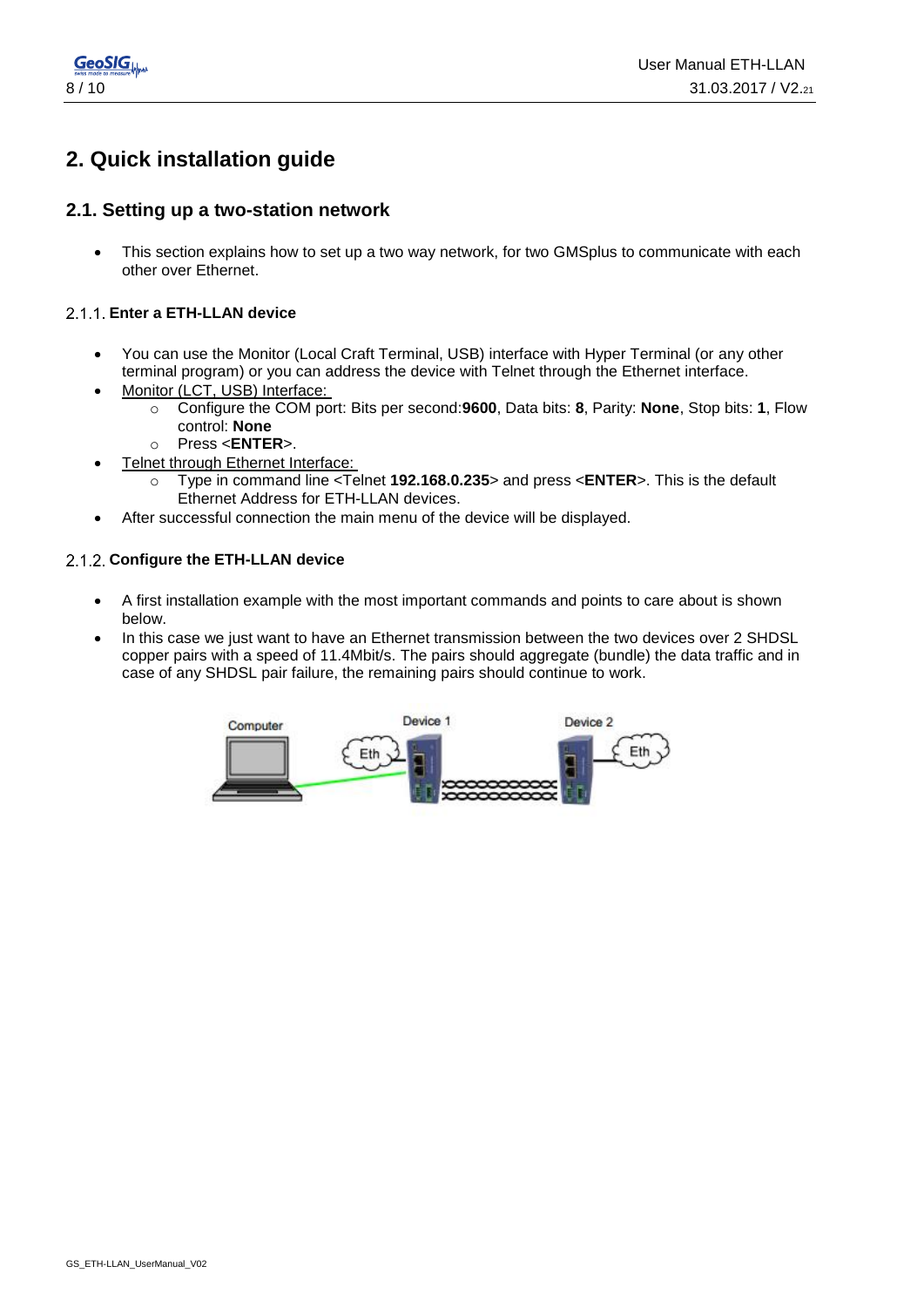# 2. Quick installation guide

## 2.1. Setting up a two-station network

- This section explains how to set up a two way network, for two GMSplus to communicate with each other over Ethernet.

### 2.1.1. Enter a ETH-LLAN device

- You can use the Monitor (Local Craft Terminal, USB) interface with Hyper Terminal (or any other terminal program) or you can address the device with Telnet through the Ethernet interface.
- Monitor (LCT, USB) Interface:
  - Configure the COM port: Bits per second:**9600**, Data bits: **8**, Parity: **None**, Stop bits: **1**, Flow control: **None**
  - Press <**ENTER**>.
- Telnet through Ethernet Interface:
  - Type in command line <Telnet **192.168.0.235**> and press <**ENTER**>. This is the default Ethernet Address for ETH-LLAN devices.
- After successful connection the main menu of the device will be displayed.

### 2.1.2. Configure the ETH-LLAN device

- A first installation example with the most important commands and points to care about is shown below.
- In this case we just want to have an Ethernet transmission between the two devices over 2 SHDSL copper pairs with a speed of 11.4Mbit/s. The pairs should aggregate (bundle) the data traffic and in case of any SHDSL pair failure, the remaining pairs should continue to work.

Computer    Device 1    Device 2

Eth    Eth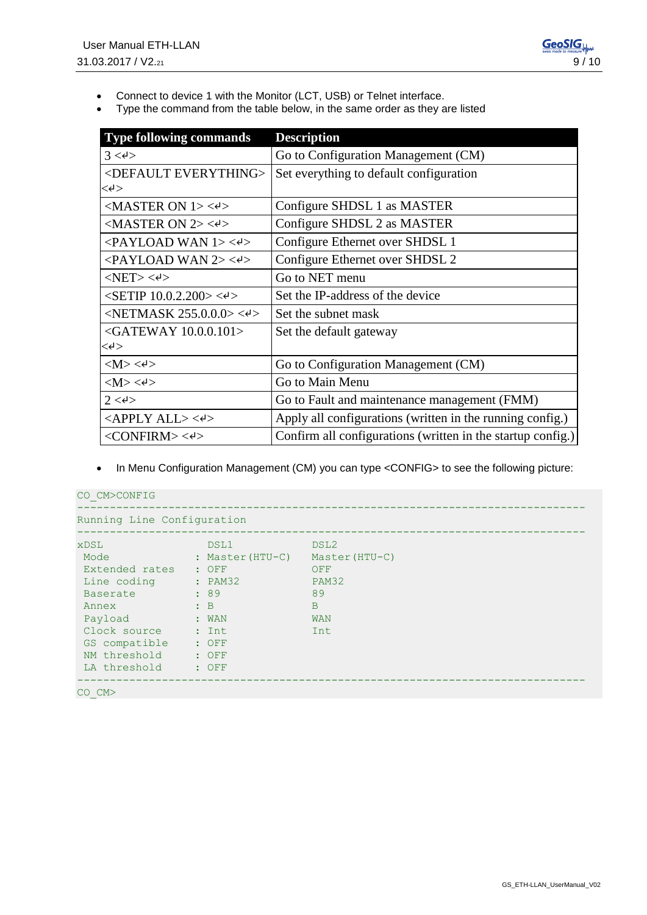- Connect to device 1 with the Monitor (LCT, USB) or Telnet interface.
- Type the command from the table below, in the same order as they are listed

| Type following commands | Description |
|---|---|
| 3 <↵> | Go to Configuration Management (CM) |
| <DEFAULT EVERYTHING> <↵> | Set everything to default configuration |
| <MASTER ON 1> <↵> | Configure SHDSL 1 as MASTER |
| <MASTER ON 2> <↵> | Configure SHDSL 2 as MASTER |
| <PAYLOAD WAN 1> <↵> | Configure Ethernet over SHDSL 1 |
| <PAYLOAD WAN 2> <↵> | Configure Ethernet over SHDSL 2 |
| <NET> <↵> | Go to NET menu |
| <SETIP 10.0.2.200> <↵> | Set the IP-address of the device |
| <NETMASK 255.0.0.0> <↵> | Set the subnet mask |
| <GATEWAY 10.0.0.101> <↵> | Set the default gateway |
| <M> <↵> | Go to Configuration Management (CM) |
| <M> <↵> | Go to Main Menu |
| 2 <↵> | Go to Fault and maintenance management (FMM) |
| <APPLY ALL> <↵> | Apply all configurations (written in the running config.) |
| <CONFIRM> <↵> | Confirm all configurations (written in the startup config.) |

- In Menu Configuration Management (CM) you can type <CONFIG> to see the following picture:

```
CO_CM>CONFIG
-----------------------------------------------------------------------------
Running Line Configuration
-----------------------------------------------------------------------------
xDSL                DSL1              DSL2
 Mode             : Master(HTU-C)     Master(HTU-C)
 Extended rates   : OFF               OFF
 Line coding      : PAM32             PAM32
 Baserate         : 89                89
 Annex            : B                 B
 Payload          : WAN               WAN
 Clock source     : Int               Int
 GS compatible    : OFF
 NM threshold     : OFF
 LA threshold     : OFF
-----------------------------------------------------------------------------
CO_CM>
```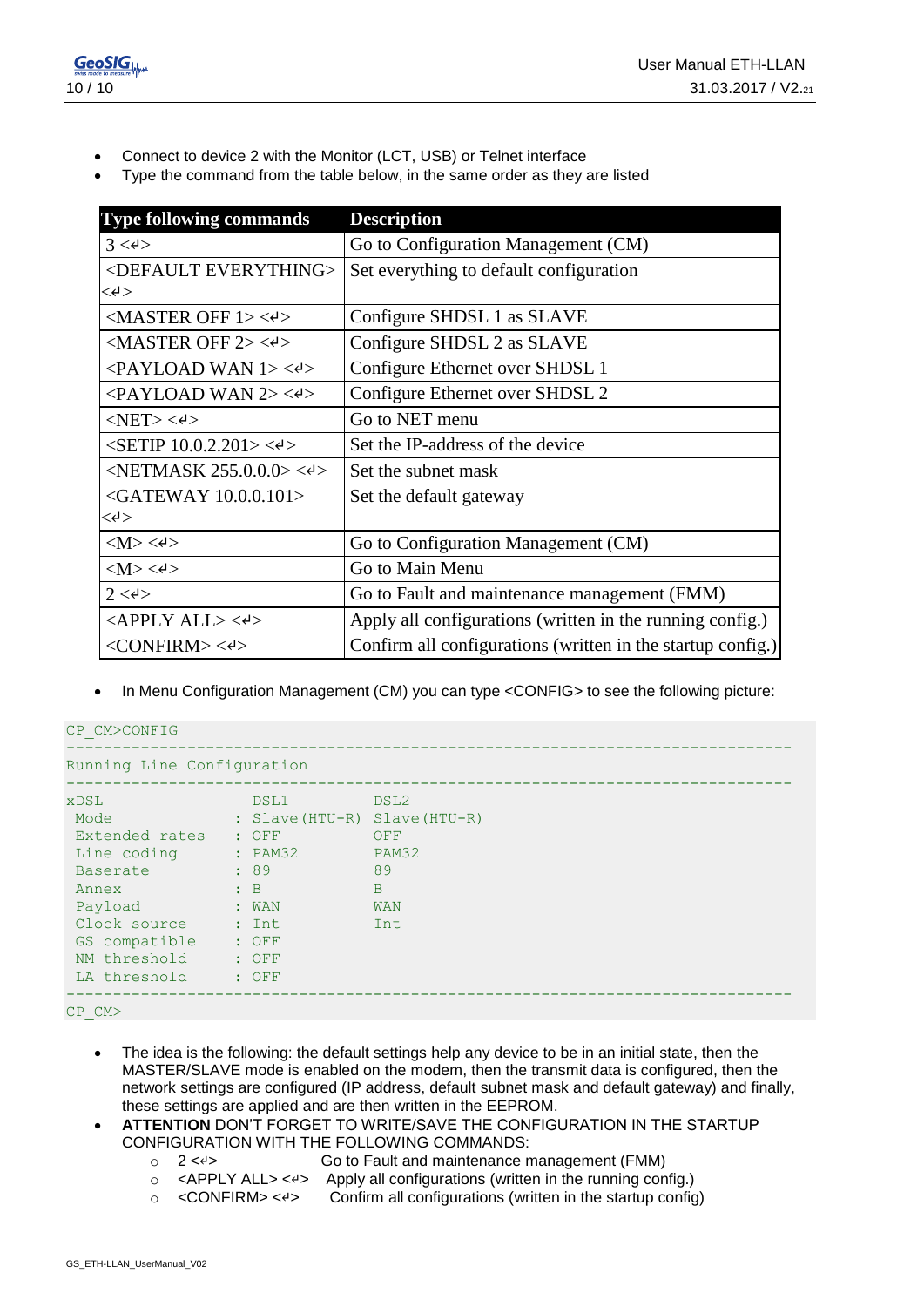- Connect to device 2 with the Monitor (LCT, USB) or Telnet interface
- Type the command from the table below, in the same order as they are listed

| Type following commands | Description |
|---|---|
| 3 <↵> | Go to Configuration Management (CM) |
| <DEFAULT EVERYTHING> <↵> | Set everything to default configuration |
| <MASTER OFF 1> <↵> | Configure SHDSL 1 as SLAVE |
| <MASTER OFF 2> <↵> | Configure SHDSL 2 as SLAVE |
| <PAYLOAD WAN 1> <↵> | Configure Ethernet over SHDSL 1 |
| <PAYLOAD WAN 2> <↵> | Configure Ethernet over SHDSL 2 |
| <NET> <↵> | Go to NET menu |
| <SETIP 10.0.2.201> <↵> | Set the IP-address of the device |
| <NETMASK 255.0.0.0> <↵> | Set the subnet mask |
| <GATEWAY 10.0.0.101> <↵> | Set the default gateway |
| <M> <↵> | Go to Configuration Management (CM) |
| <M> <↵> | Go to Main Menu |
| 2 <↵> | Go to Fault and maintenance management (FMM) |
| <APPLY ALL> <↵> | Apply all configurations (written in the running config.) |
| <CONFIRM> <↵> | Confirm all configurations (written in the startup config.) |

- In Menu Configuration Management (CM) you can type <CONFIG> to see the following picture:

```
CP_CM>CONFIG
------------------------------------------------------------------------------
Running Line Configuration
------------------------------------------------------------------------------
xDSL                  DSL1         DSL2
 Mode               : Slave(HTU-R) Slave(HTU-R)
 Extended rates     : OFF          OFF
 Line coding        : PAM32        PAM32
 Baserate           : 89           89
 Annex              : B            B
 Payload            : WAN          WAN
 Clock source       : Int          Int
 GS compatible      : OFF
 NM threshold       : OFF
 LA threshold       : OFF
------------------------------------------------------------------------------
CP_CM>
```

- The idea is the following: the default settings help any device to be in an initial state, then the MASTER/SLAVE mode is enabled on the modem, then the transmit data is configured, then the network settings are configured (IP address, default subnet mask and default gateway) and finally, these settings are applied and are then written in the EEPROM.
- **ATTENTION** DON'T FORGET TO WRITE/SAVE THE CONFIGURATION IN THE STARTUP CONFIGURATION WITH THE FOLLOWING COMMANDS:
  - 2 <↵> Go to Fault and maintenance management (FMM)
  - <APPLY ALL> <↵> Apply all configurations (written in the running config.)
  - <CONFIRM> <↵> Confirm all configurations (written in the startup config)